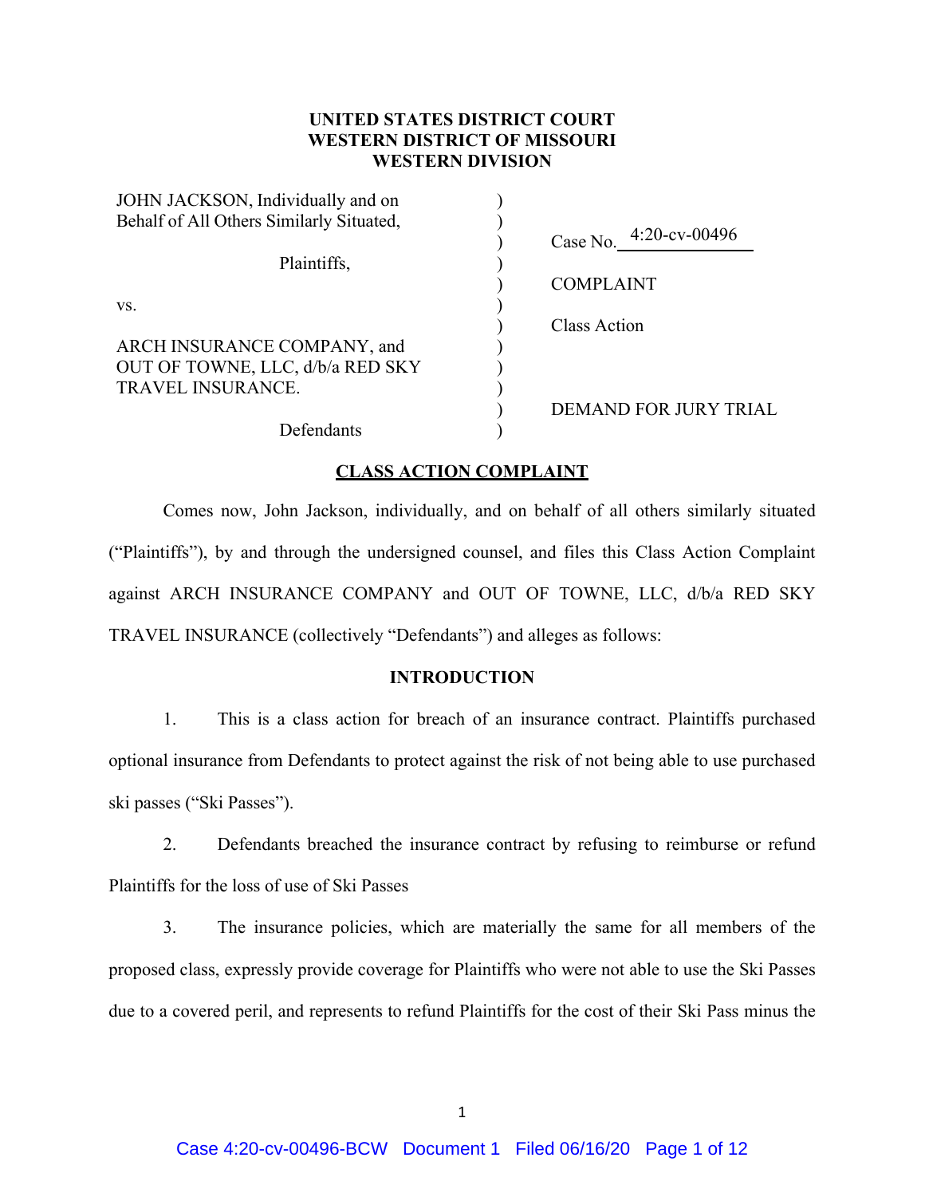**UNITED STATES DISTRICT COURT**
**WESTERN DISTRICT OF MISSOURI**
**WESTERN DIVISION**

| | | |
|---|---|---|
| JOHN JACKSON, Individually and on Behalf of All Others Similarly Situated, | ) | Case No. 4:20-cv-00496 |
| Plaintiffs, | ) | COMPLAINT |
| vs. | ) | Class Action |
| ARCH INSURANCE COMPANY, and OUT OF TOWNE, LLC, d/b/a RED SKY TRAVEL INSURANCE. | ) | |
| Defendants | ) | DEMAND FOR JURY TRIAL |

**CLASS ACTION COMPLAINT**

Comes now, John Jackson, individually, and on behalf of all others similarly situated ("Plaintiffs"), by and through the undersigned counsel, and files this Class Action Complaint against ARCH INSURANCE COMPANY and OUT OF TOWNE, LLC, d/b/a RED SKY TRAVEL INSURANCE (collectively "Defendants") and alleges as follows:

**INTRODUCTION**

1. This is a class action for breach of an insurance contract. Plaintiffs purchased optional insurance from Defendants to protect against the risk of not being able to use purchased ski passes ("Ski Passes").

2. Defendants breached the insurance contract by refusing to reimburse or refund Plaintiffs for the loss of use of Ski Passes

3. The insurance policies, which are materially the same for all members of the proposed class, expressly provide coverage for Plaintiffs who were not able to use the Ski Passes due to a covered peril, and represents to refund Plaintiffs for the cost of their Ski Pass minus the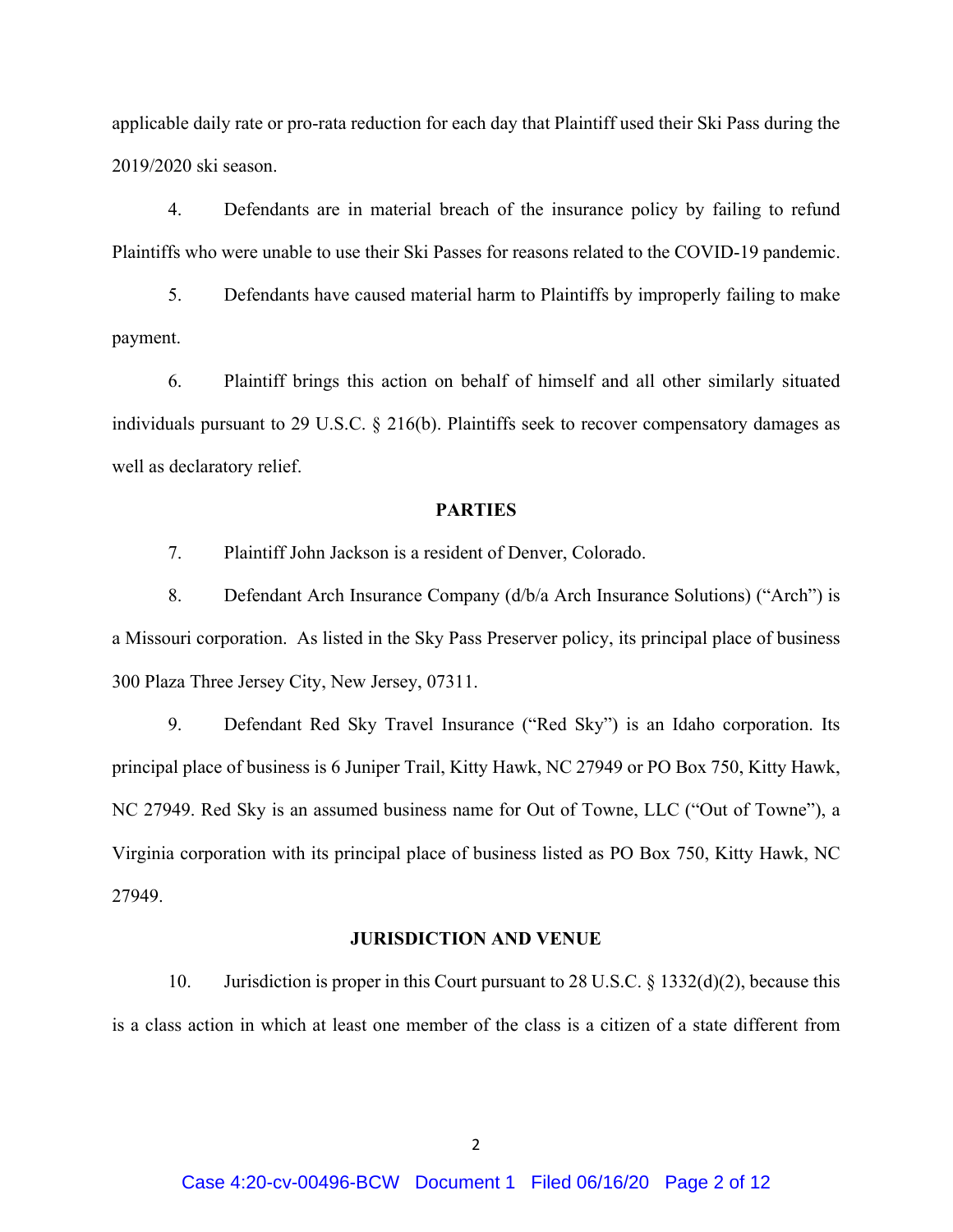applicable daily rate or pro-rata reduction for each day that Plaintiff used their Ski Pass during the 2019/2020 ski season.

4. Defendants are in material breach of the insurance policy by failing to refund Plaintiffs who were unable to use their Ski Passes for reasons related to the COVID-19 pandemic.

5. Defendants have caused material harm to Plaintiffs by improperly failing to make payment.

6. Plaintiff brings this action on behalf of himself and all other similarly situated individuals pursuant to 29 U.S.C. § 216(b). Plaintiffs seek to recover compensatory damages as well as declaratory relief.

## PARTIES

7. Plaintiff John Jackson is a resident of Denver, Colorado.

8. Defendant Arch Insurance Company (d/b/a Arch Insurance Solutions) ("Arch") is a Missouri corporation. As listed in the Sky Pass Preserver policy, its principal place of business 300 Plaza Three Jersey City, New Jersey, 07311.

9. Defendant Red Sky Travel Insurance ("Red Sky") is an Idaho corporation. Its principal place of business is 6 Juniper Trail, Kitty Hawk, NC 27949 or PO Box 750, Kitty Hawk, NC 27949. Red Sky is an assumed business name for Out of Towne, LLC ("Out of Towne"), a Virginia corporation with its principal place of business listed as PO Box 750, Kitty Hawk, NC 27949.

## JURISDICTION AND VENUE

10. Jurisdiction is proper in this Court pursuant to 28 U.S.C. § 1332(d)(2), because this is a class action in which at least one member of the class is a citizen of a state different from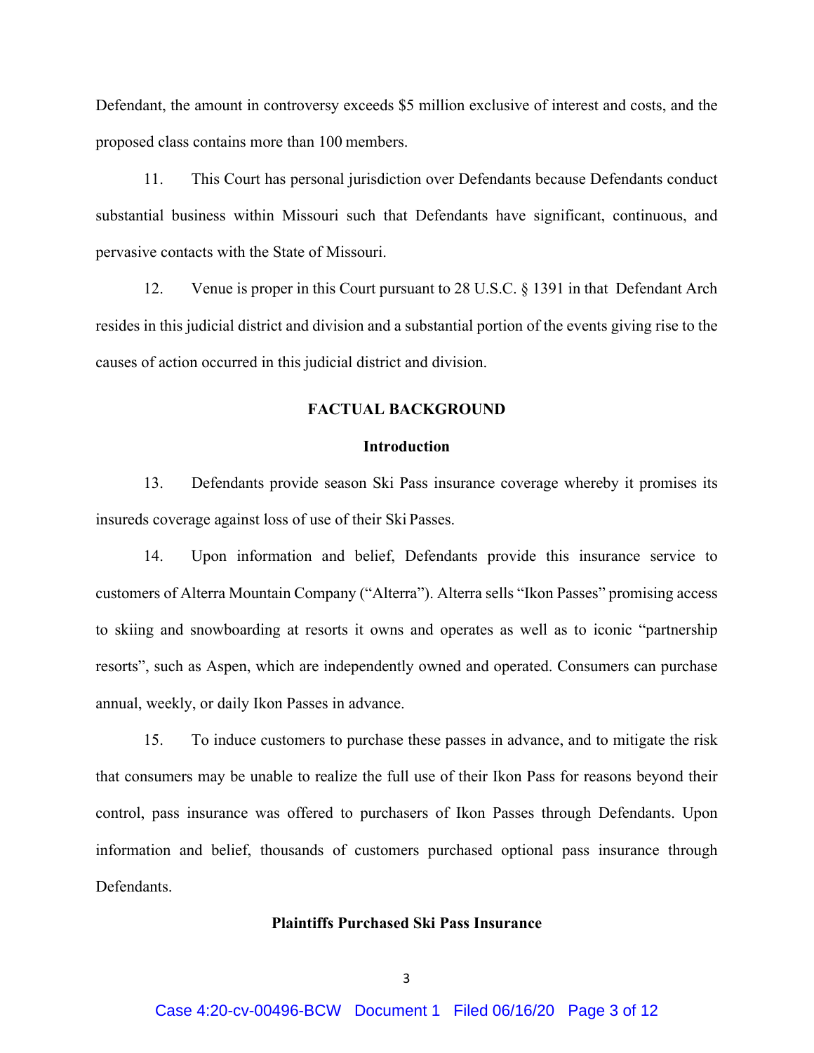Defendant, the amount in controversy exceeds $5 million exclusive of interest and costs, and the proposed class contains more than 100 members.

11. This Court has personal jurisdiction over Defendants because Defendants conduct substantial business within Missouri such that Defendants have significant, continuous, and pervasive contacts with the State of Missouri.

12. Venue is proper in this Court pursuant to 28 U.S.C. § 1391 in that Defendant Arch resides in this judicial district and division and a substantial portion of the events giving rise to the causes of action occurred in this judicial district and division.

## FACTUAL BACKGROUND

### Introduction

13. Defendants provide season Ski Pass insurance coverage whereby it promises its insureds coverage against loss of use of their Ski Passes.

14. Upon information and belief, Defendants provide this insurance service to customers of Alterra Mountain Company ("Alterra"). Alterra sells "Ikon Passes" promising access to skiing and snowboarding at resorts it owns and operates as well as to iconic "partnership resorts", such as Aspen, which are independently owned and operated. Consumers can purchase annual, weekly, or daily Ikon Passes in advance.

15. To induce customers to purchase these passes in advance, and to mitigate the risk that consumers may be unable to realize the full use of their Ikon Pass for reasons beyond their control, pass insurance was offered to purchasers of Ikon Passes through Defendants. Upon information and belief, thousands of customers purchased optional pass insurance through Defendants.

### Plaintiffs Purchased Ski Pass Insurance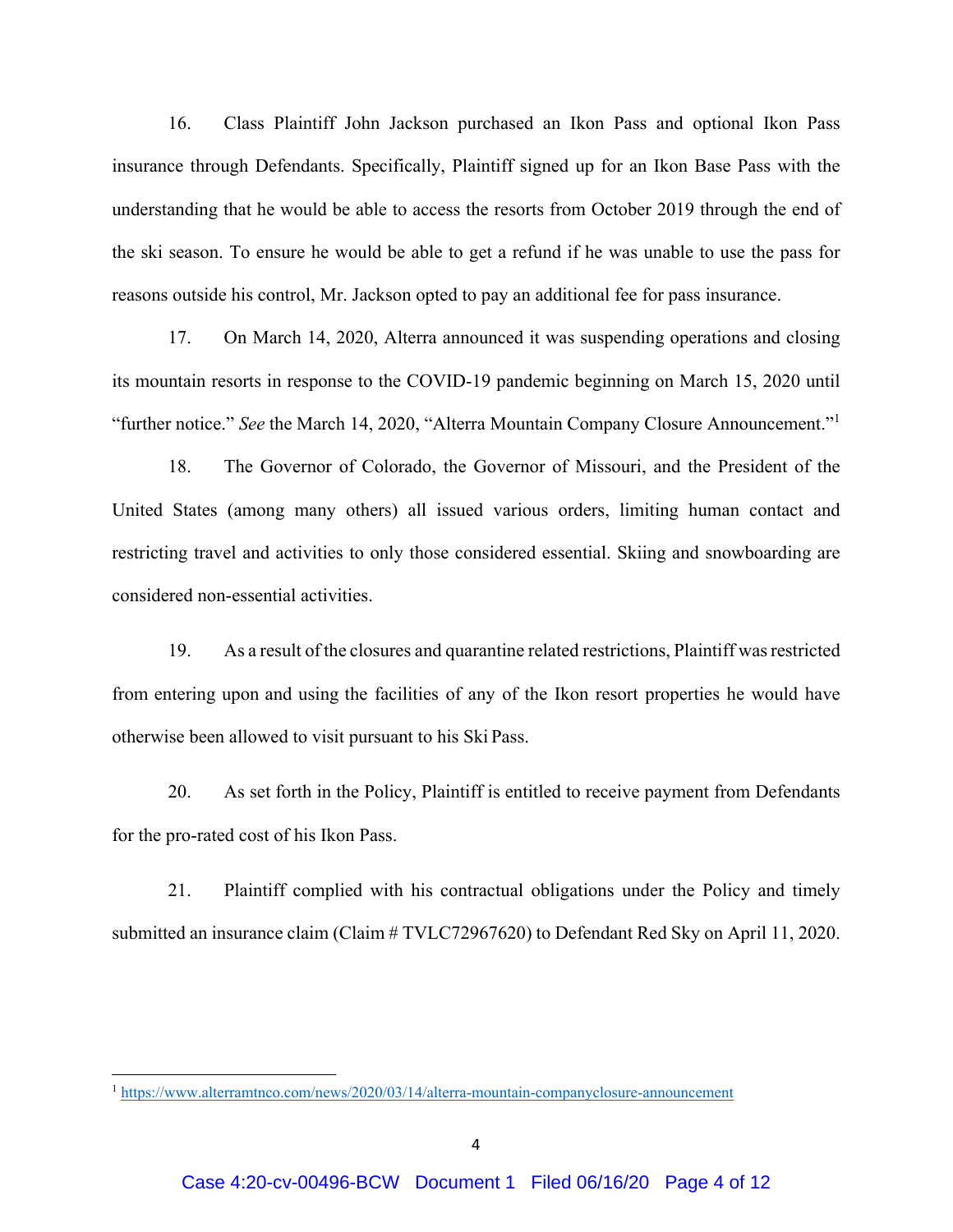16. Class Plaintiff John Jackson purchased an Ikon Pass and optional Ikon Pass insurance through Defendants. Specifically, Plaintiff signed up for an Ikon Base Pass with the understanding that he would be able to access the resorts from October 2019 through the end of the ski season. To ensure he would be able to get a refund if he was unable to use the pass for reasons outside his control, Mr. Jackson opted to pay an additional fee for pass insurance.

17. On March 14, 2020, Alterra announced it was suspending operations and closing its mountain resorts in response to the COVID-19 pandemic beginning on March 15, 2020 until "further notice." *See* the March 14, 2020, "Alterra Mountain Company Closure Announcement."[1]

18. The Governor of Colorado, the Governor of Missouri, and the President of the United States (among many others) all issued various orders, limiting human contact and restricting travel and activities to only those considered essential. Skiing and snowboarding are considered non-essential activities.

19. As a result of the closures and quarantine related restrictions, Plaintiff was restricted from entering upon and using the facilities of any of the Ikon resort properties he would have otherwise been allowed to visit pursuant to his Ski Pass.

20. As set forth in the Policy, Plaintiff is entitled to receive payment from Defendants for the pro-rated cost of his Ikon Pass.

21. Plaintiff complied with his contractual obligations under the Policy and timely submitted an insurance claim (Claim # TVLC72967620) to Defendant Red Sky on April 11, 2020.

---

[1] https://www.alterramtnco.com/news/2020/03/14/alterra-mountain-companyclosure-announcement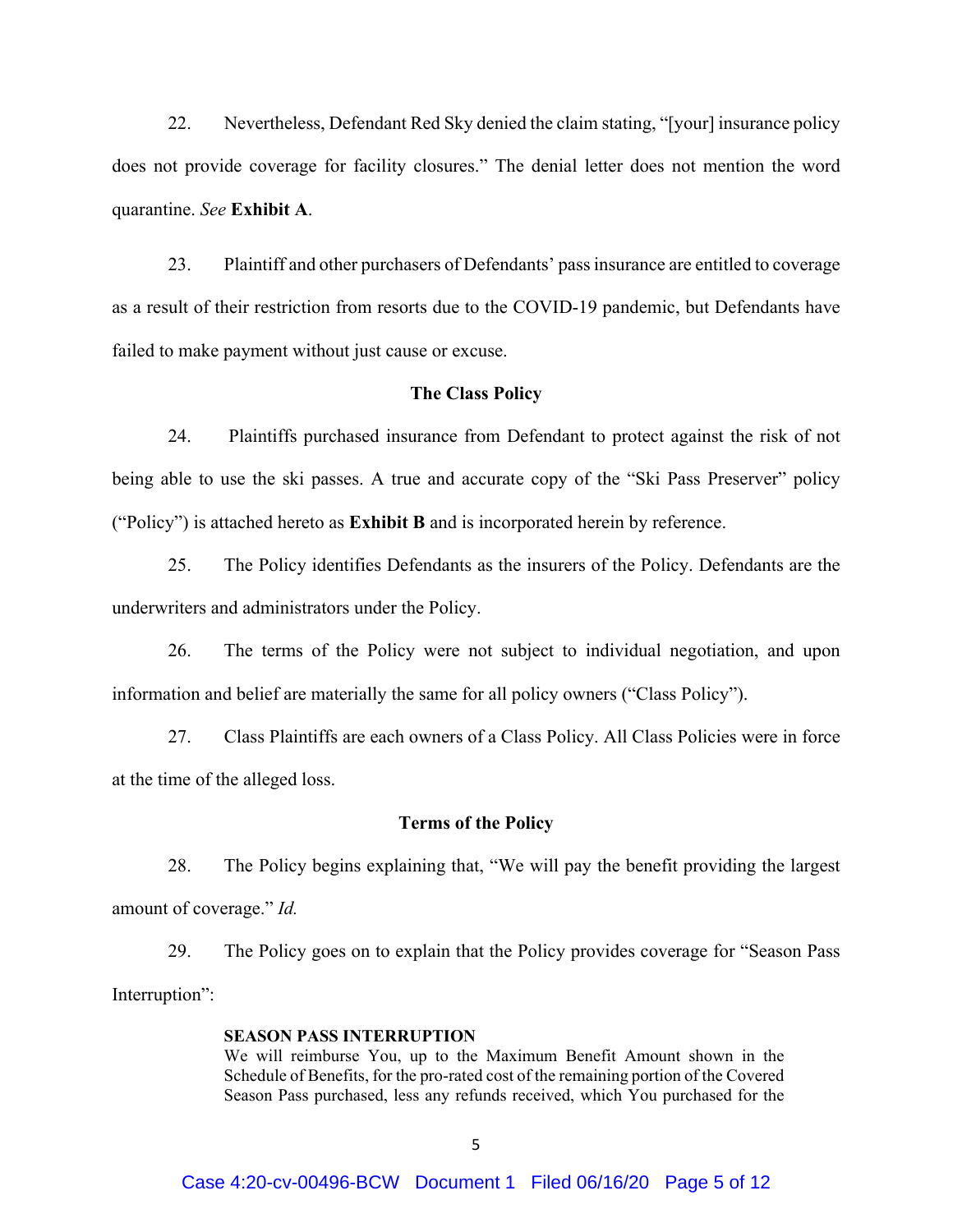22. Nevertheless, Defendant Red Sky denied the claim stating, "[your] insurance policy does not provide coverage for facility closures." The denial letter does not mention the word quarantine. *See* **Exhibit A**.

23. Plaintiff and other purchasers of Defendants' pass insurance are entitled to coverage as a result of their restriction from resorts due to the COVID-19 pandemic, but Defendants have failed to make payment without just cause or excuse.

**The Class Policy**

24. Plaintiffs purchased insurance from Defendant to protect against the risk of not being able to use the ski passes. A true and accurate copy of the "Ski Pass Preserver" policy ("Policy") is attached hereto as **Exhibit B** and is incorporated herein by reference.

25. The Policy identifies Defendants as the insurers of the Policy. Defendants are the underwriters and administrators under the Policy.

26. The terms of the Policy were not subject to individual negotiation, and upon information and belief are materially the same for all policy owners ("Class Policy").

27. Class Plaintiffs are each owners of a Class Policy. All Class Policies were in force at the time of the alleged loss.

**Terms of the Policy**

28. The Policy begins explaining that, "We will pay the benefit providing the largest amount of coverage." *Id.*

29. The Policy goes on to explain that the Policy provides coverage for "Season Pass Interruption":

> **SEASON PASS INTERRUPTION**
> We will reimburse You, up to the Maximum Benefit Amount shown in the Schedule of Benefits, for the pro-rated cost of the remaining portion of the Covered Season Pass purchased, less any refunds received, which You purchased for the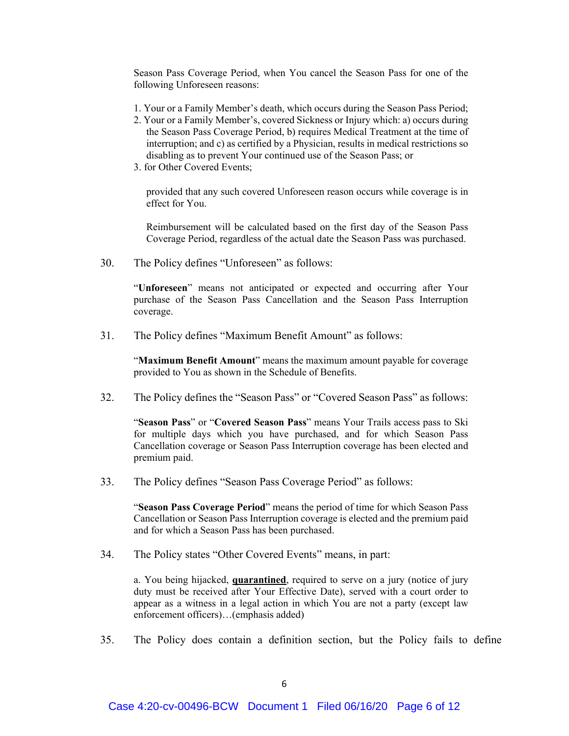Season Pass Coverage Period, when You cancel the Season Pass for one of the following Unforeseen reasons:

1. Your or a Family Member's death, which occurs during the Season Pass Period;
2. Your or a Family Member's, covered Sickness or Injury which: a) occurs during the Season Pass Coverage Period, b) requires Medical Treatment at the time of interruption; and c) as certified by a Physician, results in medical restrictions so disabling as to prevent Your continued use of the Season Pass; or
3. for Other Covered Events;

   provided that any such covered Unforeseen reason occurs while coverage is in effect for You.

   Reimbursement will be calculated based on the first day of the Season Pass Coverage Period, regardless of the actual date the Season Pass was purchased.

30. The Policy defines "Unforeseen" as follows:

    "**Unforeseen**" means not anticipated or expected and occurring after Your purchase of the Season Pass Cancellation and the Season Pass Interruption coverage.

31. The Policy defines "Maximum Benefit Amount" as follows:

    "**Maximum Benefit Amount**" means the maximum amount payable for coverage provided to You as shown in the Schedule of Benefits.

32. The Policy defines the "Season Pass" or "Covered Season Pass" as follows:

    "**Season Pass**" or "**Covered Season Pass**" means Your Trails access pass to Ski for multiple days which you have purchased, and for which Season Pass Cancellation coverage or Season Pass Interruption coverage has been elected and premium paid.

33. The Policy defines "Season Pass Coverage Period" as follows:

    "**Season Pass Coverage Period**" means the period of time for which Season Pass Cancellation or Season Pass Interruption coverage is elected and the premium paid and for which a Season Pass has been purchased.

34. The Policy states "Other Covered Events" means, in part:

    a. You being hijacked, <u>**quarantined**</u>, required to serve on a jury (notice of jury duty must be received after Your Effective Date), served with a court order to appear as a witness in a legal action in which You are not a party (except law enforcement officers)…(emphasis added)

35. The Policy does contain a definition section, but the Policy fails to define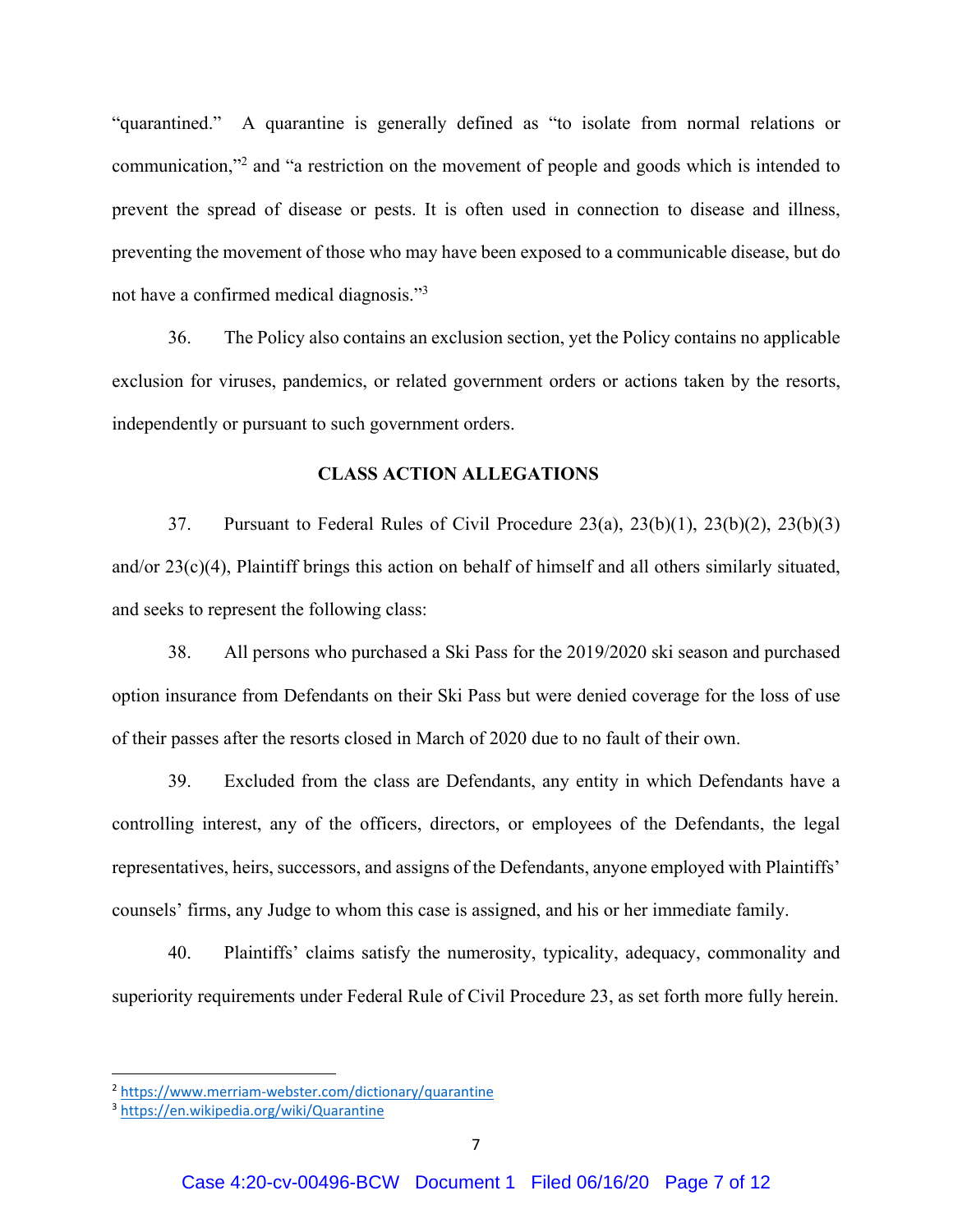"quarantined." A quarantine is generally defined as "to isolate from normal relations or communication,"[2] and "a restriction on the movement of people and goods which is intended to prevent the spread of disease or pests. It is often used in connection to disease and illness, preventing the movement of those who may have been exposed to a communicable disease, but do not have a confirmed medical diagnosis."[3]

36. The Policy also contains an exclusion section, yet the Policy contains no applicable exclusion for viruses, pandemics, or related government orders or actions taken by the resorts, independently or pursuant to such government orders.

## CLASS ACTION ALLEGATIONS

37. Pursuant to Federal Rules of Civil Procedure 23(a), 23(b)(1), 23(b)(2), 23(b)(3) and/or 23(c)(4), Plaintiff brings this action on behalf of himself and all others similarly situated, and seeks to represent the following class:

38. All persons who purchased a Ski Pass for the 2019/2020 ski season and purchased option insurance from Defendants on their Ski Pass but were denied coverage for the loss of use of their passes after the resorts closed in March of 2020 due to no fault of their own.

39. Excluded from the class are Defendants, any entity in which Defendants have a controlling interest, any of the officers, directors, or employees of the Defendants, the legal representatives, heirs, successors, and assigns of the Defendants, anyone employed with Plaintiffs' counsels' firms, any Judge to whom this case is assigned, and his or her immediate family.

40. Plaintiffs' claims satisfy the numerosity, typicality, adequacy, commonality and superiority requirements under Federal Rule of Civil Procedure 23, as set forth more fully herein.

---

[2] https://www.merriam-webster.com/dictionary/quarantine

[3] https://en.wikipedia.org/wiki/Quarantine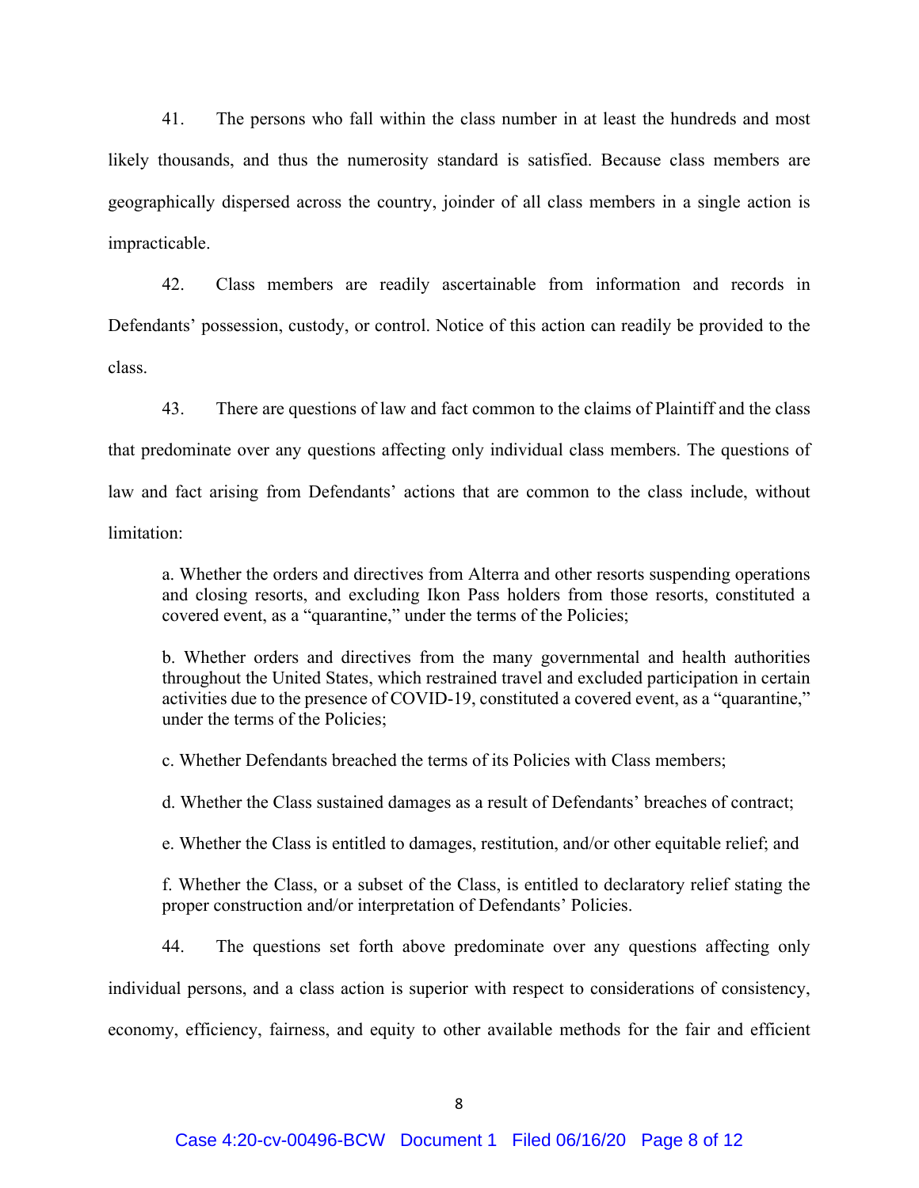41. The persons who fall within the class number in at least the hundreds and most likely thousands, and thus the numerosity standard is satisfied. Because class members are geographically dispersed across the country, joinder of all class members in a single action is impracticable.

42. Class members are readily ascertainable from information and records in Defendants' possession, custody, or control. Notice of this action can readily be provided to the class.

43. There are questions of law and fact common to the claims of Plaintiff and the class that predominate over any questions affecting only individual class members. The questions of law and fact arising from Defendants' actions that are common to the class include, without limitation:

> a. Whether the orders and directives from Alterra and other resorts suspending operations and closing resorts, and excluding Ikon Pass holders from those resorts, constituted a covered event, as a "quarantine," under the terms of the Policies;
>
> b. Whether orders and directives from the many governmental and health authorities throughout the United States, which restrained travel and excluded participation in certain activities due to the presence of COVID-19, constituted a covered event, as a "quarantine," under the terms of the Policies;
>
> c. Whether Defendants breached the terms of its Policies with Class members;
>
> d. Whether the Class sustained damages as a result of Defendants' breaches of contract;
>
> e. Whether the Class is entitled to damages, restitution, and/or other equitable relief; and
>
> f. Whether the Class, or a subset of the Class, is entitled to declaratory relief stating the proper construction and/or interpretation of Defendants' Policies.

44. The questions set forth above predominate over any questions affecting only individual persons, and a class action is superior with respect to considerations of consistency, economy, efficiency, fairness, and equity to other available methods for the fair and efficient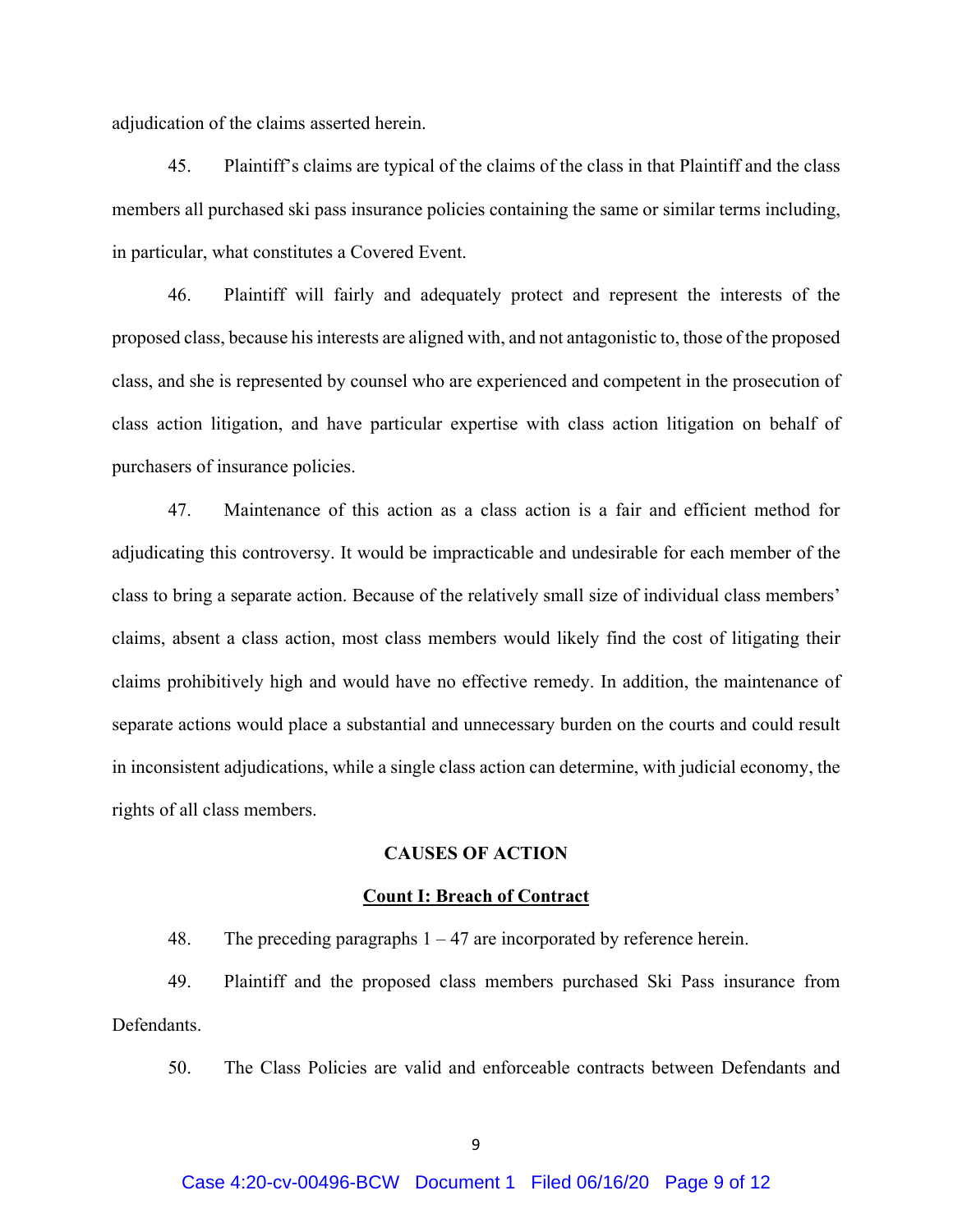adjudication of the claims asserted herein.

45. Plaintiff's claims are typical of the claims of the class in that Plaintiff and the class members all purchased ski pass insurance policies containing the same or similar terms including, in particular, what constitutes a Covered Event.

46. Plaintiff will fairly and adequately protect and represent the interests of the proposed class, because his interests are aligned with, and not antagonistic to, those of the proposed class, and she is represented by counsel who are experienced and competent in the prosecution of class action litigation, and have particular expertise with class action litigation on behalf of purchasers of insurance policies.

47. Maintenance of this action as a class action is a fair and efficient method for adjudicating this controversy. It would be impracticable and undesirable for each member of the class to bring a separate action. Because of the relatively small size of individual class members' claims, absent a class action, most class members would likely find the cost of litigating their claims prohibitively high and would have no effective remedy. In addition, the maintenance of separate actions would place a substantial and unnecessary burden on the courts and could result in inconsistent adjudications, while a single class action can determine, with judicial economy, the rights of all class members.

## CAUSES OF ACTION

### Count I: Breach of Contract

48. The preceding paragraphs 1 – 47 are incorporated by reference herein.

49. Plaintiff and the proposed class members purchased Ski Pass insurance from Defendants.

50. The Class Policies are valid and enforceable contracts between Defendants and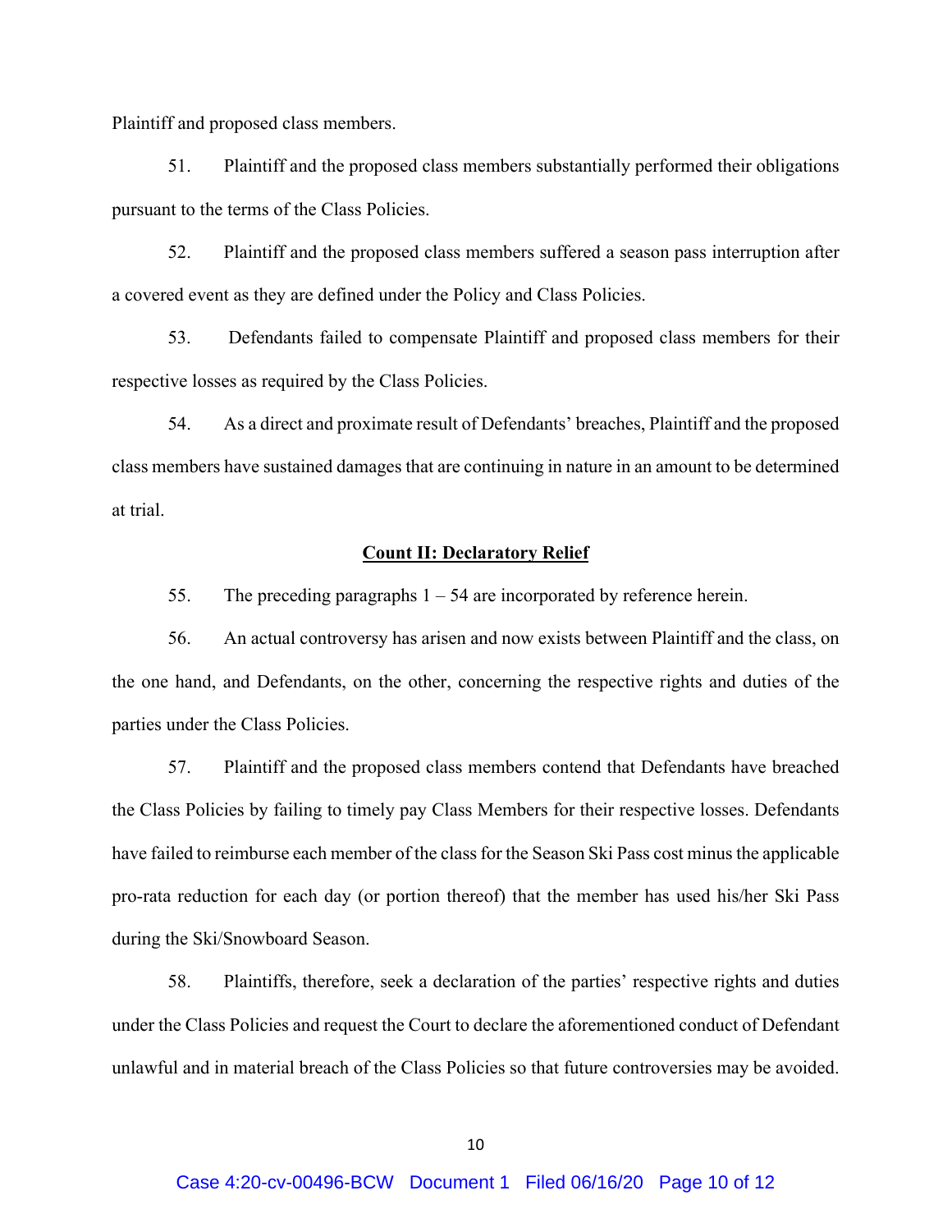Plaintiff and proposed class members.

51. Plaintiff and the proposed class members substantially performed their obligations pursuant to the terms of the Class Policies.

52. Plaintiff and the proposed class members suffered a season pass interruption after a covered event as they are defined under the Policy and Class Policies.

53. Defendants failed to compensate Plaintiff and proposed class members for their respective losses as required by the Class Policies.

54. As a direct and proximate result of Defendants' breaches, Plaintiff and the proposed class members have sustained damages that are continuing in nature in an amount to be determined at trial.

## Count II: Declaratory Relief

55. The preceding paragraphs 1 – 54 are incorporated by reference herein.

56. An actual controversy has arisen and now exists between Plaintiff and the class, on the one hand, and Defendants, on the other, concerning the respective rights and duties of the parties under the Class Policies.

57. Plaintiff and the proposed class members contend that Defendants have breached the Class Policies by failing to timely pay Class Members for their respective losses. Defendants have failed to reimburse each member of the class for the Season Ski Pass cost minus the applicable pro-rata reduction for each day (or portion thereof) that the member has used his/her Ski Pass during the Ski/Snowboard Season.

58. Plaintiffs, therefore, seek a declaration of the parties' respective rights and duties under the Class Policies and request the Court to declare the aforementioned conduct of Defendant unlawful and in material breach of the Class Policies so that future controversies may be avoided.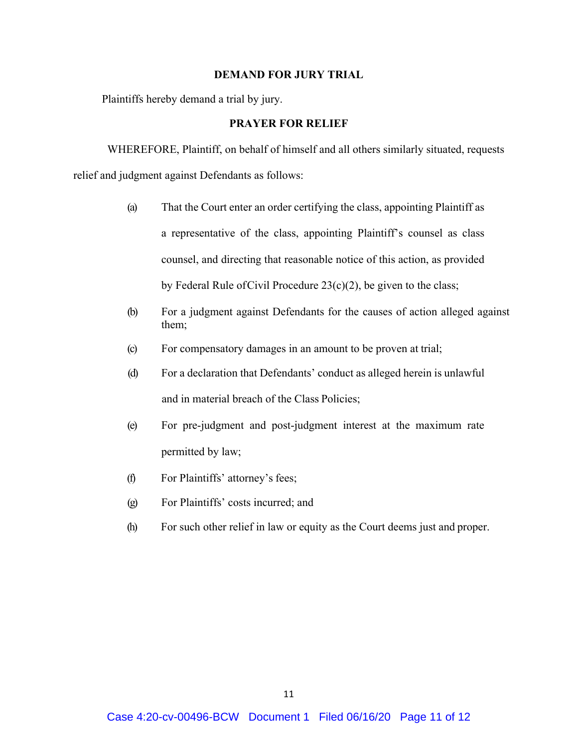**DEMAND FOR JURY TRIAL**

Plaintiffs hereby demand a trial by jury.

**PRAYER FOR RELIEF**

WHEREFORE, Plaintiff, on behalf of himself and all others similarly situated, requests relief and judgment against Defendants as follows:

(a) That the Court enter an order certifying the class, appointing Plaintiff as a representative of the class, appointing Plaintiff's counsel as class counsel, and directing that reasonable notice of this action, as provided by Federal Rule ofCivil Procedure 23(c)(2), be given to the class;

(b) For a judgment against Defendants for the causes of action alleged against them;

(c) For compensatory damages in an amount to be proven at trial;

(d) For a declaration that Defendants' conduct as alleged herein is unlawful and in material breach of the Class Policies;

(e) For pre-judgment and post-judgment interest at the maximum rate permitted by law;

(f) For Plaintiffs' attorney's fees;

(g) For Plaintiffs' costs incurred; and

(h) For such other relief in law or equity as the Court deems just and proper.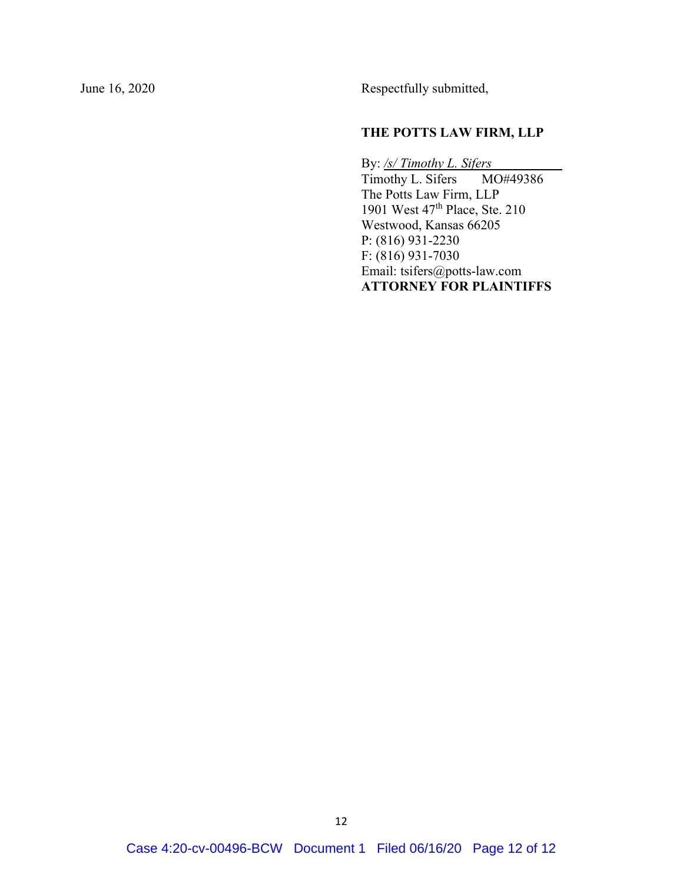June 16, 2020

Respectfully submitted,

**THE POTTS LAW FIRM, LLP**

By: */s/ Timothy L. Sifers*
Timothy L. Sifers MO#49386
The Potts Law Firm, LLP
1901 West 47th Place, Ste. 210
Westwood, Kansas 66205
P: (816) 931-2230
F: (816) 931-7030
Email: tsifers@potts-law.com
**ATTORNEY FOR PLAINTIFFS**